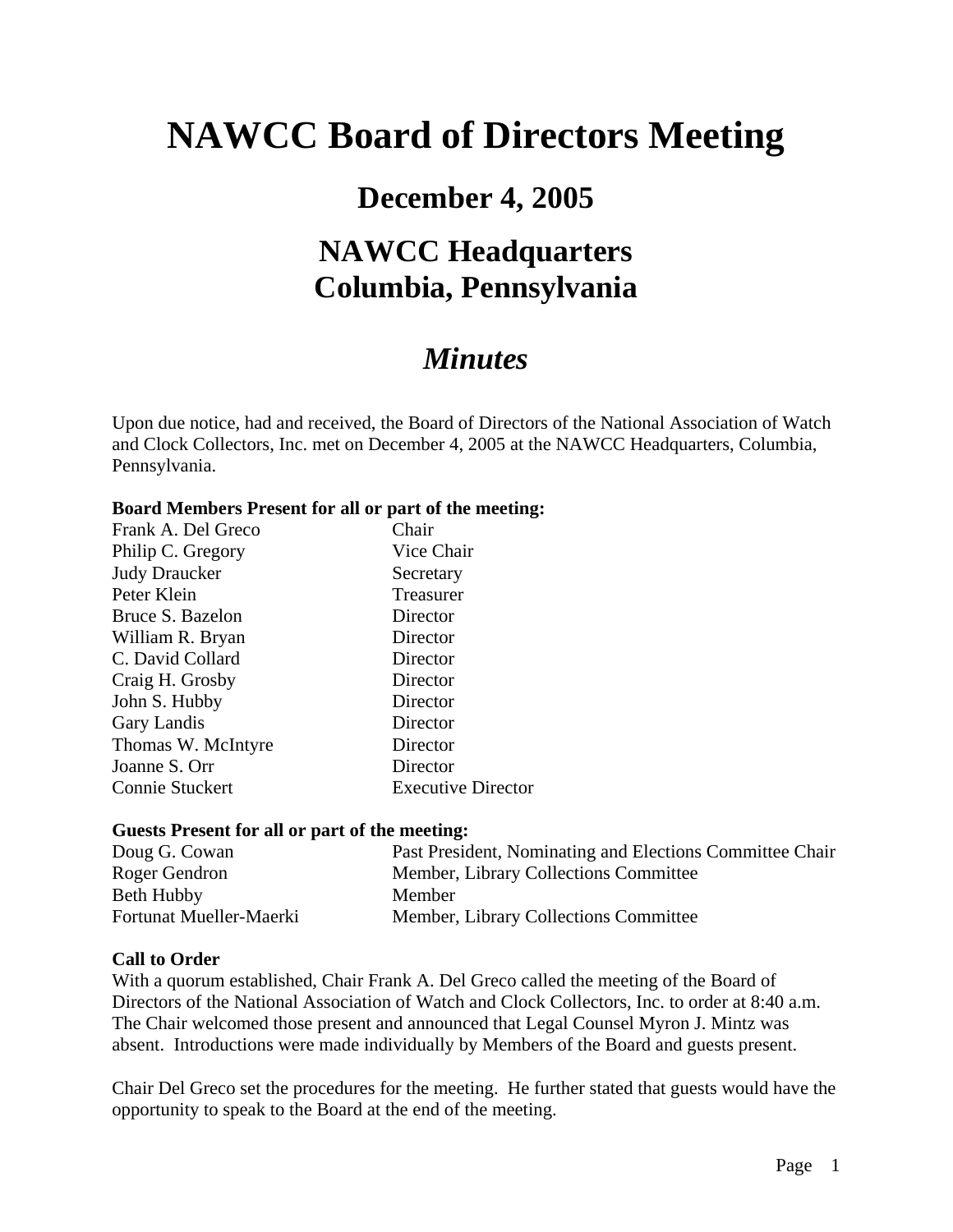# NAWCC Board of Directors Meeting

## December 4, 2005

## NAWCC Headquarters
## Columbia, Pennsylvania

## *Minutes*

Upon due notice, had and received, the Board of Directors of the National Association of Watch and Clock Collectors, Inc. met on December 4, 2005 at the NAWCC Headquarters, Columbia, Pennsylvania.

**Board Members Present for all or part of the meeting:**

| | |
|---|---|
| Frank A. Del Greco | Chair |
| Philip C. Gregory | Vice Chair |
| Judy Draucker | Secretary |
| Peter Klein | Treasurer |
| Bruce S. Bazelon | Director |
| William R. Bryan | Director |
| C. David Collard | Director |
| Craig H. Grosby | Director |
| John S. Hubby | Director |
| Gary Landis | Director |
| Thomas W. McIntyre | Director |
| Joanne S. Orr | Director |
| Connie Stuckert | Executive Director |

**Guests Present for all or part of the meeting:**

| | |
|---|---|
| Doug G. Cowan | Past President, Nominating and Elections Committee Chair |
| Roger Gendron | Member, Library Collections Committee |
| Beth Hubby | Member |
| Fortunat Mueller-Maerki | Member, Library Collections Committee |

**Call to Order**

With a quorum established, Chair Frank A. Del Greco called the meeting of the Board of Directors of the National Association of Watch and Clock Collectors, Inc. to order at 8:40 a.m. The Chair welcomed those present and announced that Legal Counsel Myron J. Mintz was absent. Introductions were made individually by Members of the Board and guests present.

Chair Del Greco set the procedures for the meeting. He further stated that guests would have the opportunity to speak to the Board at the end of the meeting.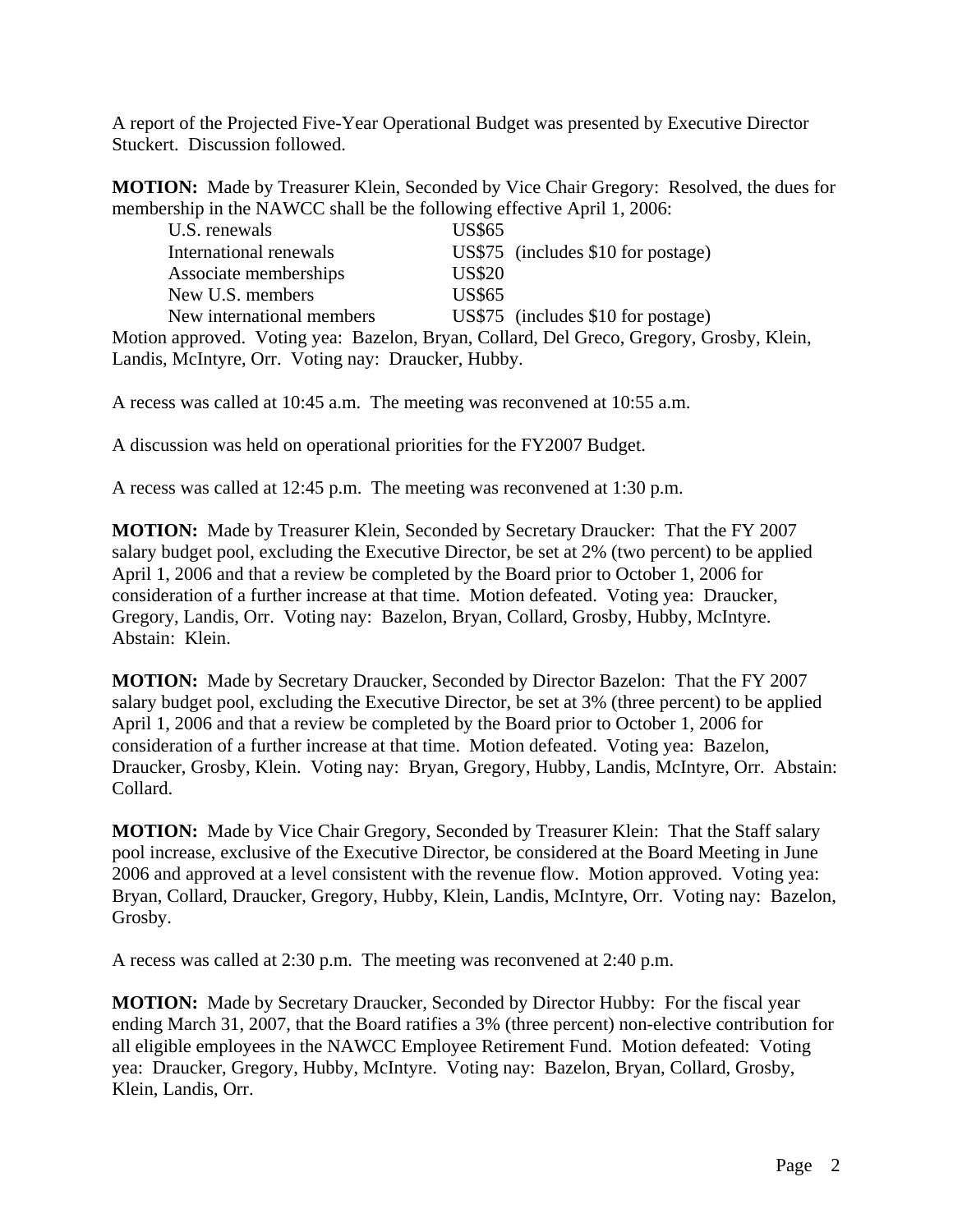A report of the Projected Five-Year Operational Budget was presented by Executive Director Stuckert. Discussion followed.

**MOTION:** Made by Treasurer Klein, Seconded by Vice Chair Gregory: Resolved, the dues for membership in the NAWCC shall be the following effective April 1, 2006:

| | |
|---|---|
| U.S. renewals | US$65 |
| International renewals | US$75 (includes $10 for postage) |
| Associate memberships | US$20 |
| New U.S. members | US$65 |
| New international members | US$75 (includes $10 for postage) |

Motion approved. Voting yea: Bazelon, Bryan, Collard, Del Greco, Gregory, Grosby, Klein, Landis, McIntyre, Orr. Voting nay: Draucker, Hubby.

A recess was called at 10:45 a.m. The meeting was reconvened at 10:55 a.m.

A discussion was held on operational priorities for the FY2007 Budget.

A recess was called at 12:45 p.m. The meeting was reconvened at 1:30 p.m.

**MOTION:** Made by Treasurer Klein, Seconded by Secretary Draucker: That the FY 2007 salary budget pool, excluding the Executive Director, be set at 2% (two percent) to be applied April 1, 2006 and that a review be completed by the Board prior to October 1, 2006 for consideration of a further increase at that time. Motion defeated. Voting yea: Draucker, Gregory, Landis, Orr. Voting nay: Bazelon, Bryan, Collard, Grosby, Hubby, McIntyre. Abstain: Klein.

**MOTION:** Made by Secretary Draucker, Seconded by Director Bazelon: That the FY 2007 salary budget pool, excluding the Executive Director, be set at 3% (three percent) to be applied April 1, 2006 and that a review be completed by the Board prior to October 1, 2006 for consideration of a further increase at that time. Motion defeated. Voting yea: Bazelon, Draucker, Grosby, Klein. Voting nay: Bryan, Gregory, Hubby, Landis, McIntyre, Orr. Abstain: Collard.

**MOTION:** Made by Vice Chair Gregory, Seconded by Treasurer Klein: That the Staff salary pool increase, exclusive of the Executive Director, be considered at the Board Meeting in June 2006 and approved at a level consistent with the revenue flow. Motion approved. Voting yea: Bryan, Collard, Draucker, Gregory, Hubby, Klein, Landis, McIntyre, Orr. Voting nay: Bazelon, Grosby.

A recess was called at 2:30 p.m. The meeting was reconvened at 2:40 p.m.

**MOTION:** Made by Secretary Draucker, Seconded by Director Hubby: For the fiscal year ending March 31, 2007, that the Board ratifies a 3% (three percent) non-elective contribution for all eligible employees in the NAWCC Employee Retirement Fund. Motion defeated: Voting yea: Draucker, Gregory, Hubby, McIntyre. Voting nay: Bazelon, Bryan, Collard, Grosby, Klein, Landis, Orr.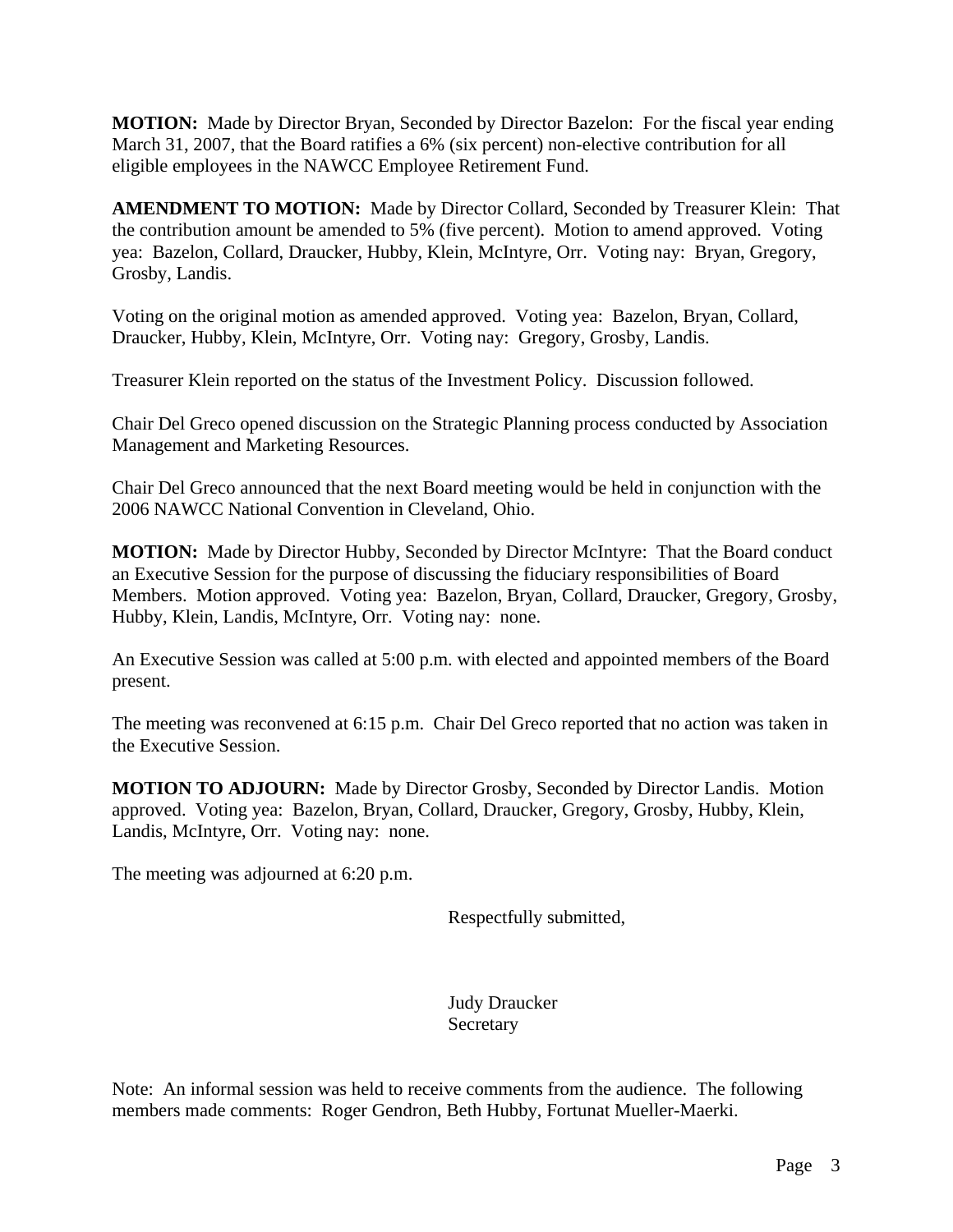**MOTION:** Made by Director Bryan, Seconded by Director Bazelon: For the fiscal year ending March 31, 2007, that the Board ratifies a 6% (six percent) non-elective contribution for all eligible employees in the NAWCC Employee Retirement Fund.

**AMENDMENT TO MOTION:** Made by Director Collard, Seconded by Treasurer Klein: That the contribution amount be amended to 5% (five percent). Motion to amend approved. Voting yea: Bazelon, Collard, Draucker, Hubby, Klein, McIntyre, Orr. Voting nay: Bryan, Gregory, Grosby, Landis.

Voting on the original motion as amended approved. Voting yea: Bazelon, Bryan, Collard, Draucker, Hubby, Klein, McIntyre, Orr. Voting nay: Gregory, Grosby, Landis.

Treasurer Klein reported on the status of the Investment Policy. Discussion followed.

Chair Del Greco opened discussion on the Strategic Planning process conducted by Association Management and Marketing Resources.

Chair Del Greco announced that the next Board meeting would be held in conjunction with the 2006 NAWCC National Convention in Cleveland, Ohio.

**MOTION:** Made by Director Hubby, Seconded by Director McIntyre: That the Board conduct an Executive Session for the purpose of discussing the fiduciary responsibilities of Board Members. Motion approved. Voting yea: Bazelon, Bryan, Collard, Draucker, Gregory, Grosby, Hubby, Klein, Landis, McIntyre, Orr. Voting nay: none.

An Executive Session was called at 5:00 p.m. with elected and appointed members of the Board present.

The meeting was reconvened at 6:15 p.m. Chair Del Greco reported that no action was taken in the Executive Session.

**MOTION TO ADJOURN:** Made by Director Grosby, Seconded by Director Landis. Motion approved. Voting yea: Bazelon, Bryan, Collard, Draucker, Gregory, Grosby, Hubby, Klein, Landis, McIntyre, Orr. Voting nay: none.

The meeting was adjourned at 6:20 p.m.

Respectfully submitted,

Judy Draucker
Secretary

Note: An informal session was held to receive comments from the audience. The following members made comments: Roger Gendron, Beth Hubby, Fortunat Mueller-Maerki.